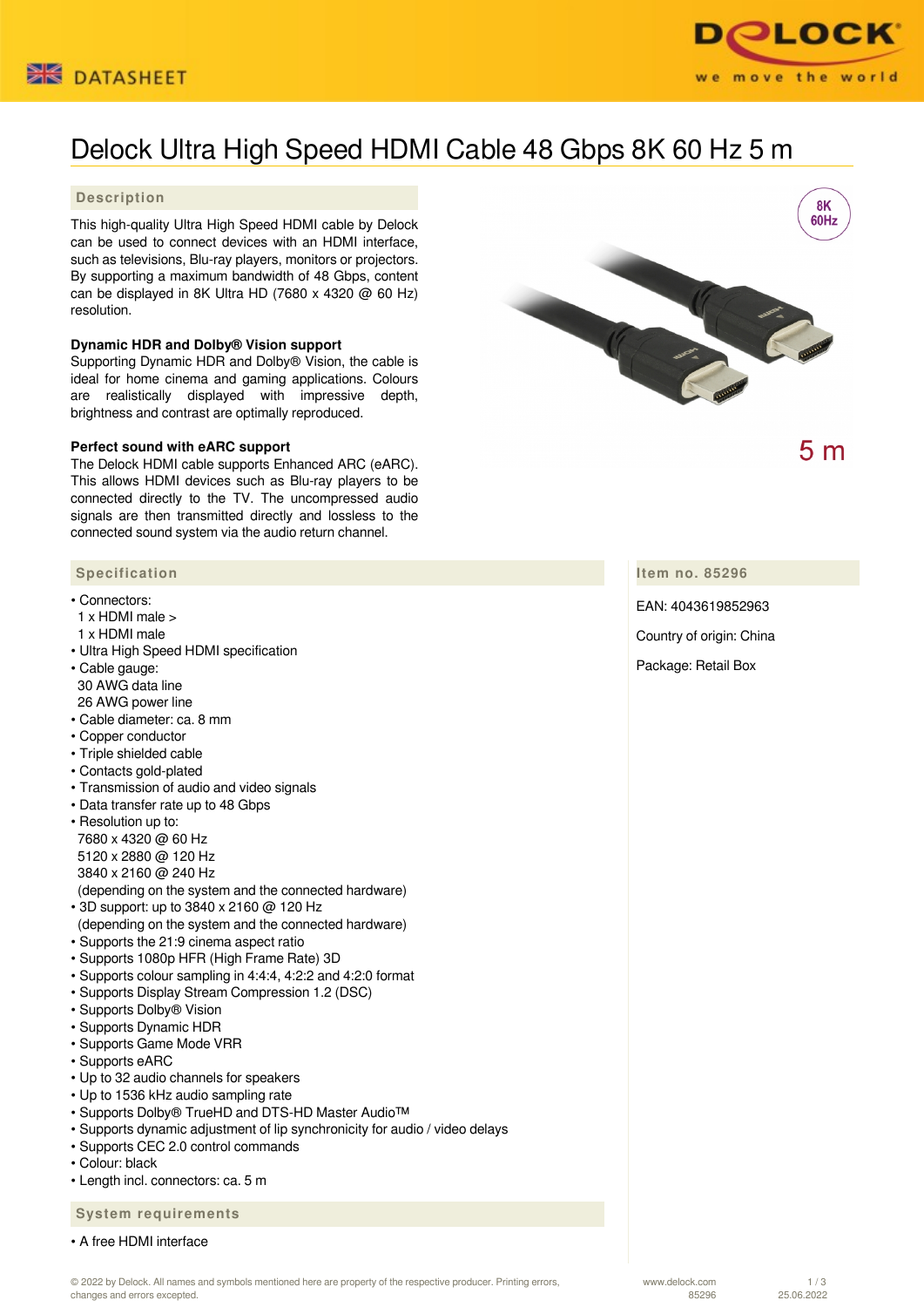# Delock Ultra High Speed HDMI Cable 48 Gbps 8K 60 Hz 5 m

## Description

This high-quality Ultra High Speed HDMI cable by Delock can be used to connect devices with an HDMI interface, such as televisions, Blu-ray players, monitors or projectors. By supporting a maximum bandwidth of 48 Gbps, content can be displayed in 8K Ultra HD (7680 x 4320 @ 60 Hz) resolution.

**Dynamic HDR and Dolby® Vision support**
Supporting Dynamic HDR and Dolby® Vision, the cable is ideal for home cinema and gaming applications. Colours are realistically displayed with impressive depth, brightness and contrast are optimally reproduced.

**Perfect sound with eARC support**
The Delock HDMI cable supports Enhanced ARC (eARC). This allows HDMI devices such as Blu-ray players to be connected directly to the TV. The uncompressed audio signals are then transmitted directly and lossless to the connected sound system via the audio return channel.

8K 60Hz

5 m

## Specification

- Connectors:
  1 x HDMI male >
  1 x HDMI male
- Ultra High Speed HDMI specification
- Cable gauge:
  30 AWG data line
  26 AWG power line
- Cable diameter: ca. 8 mm
- Copper conductor
- Triple shielded cable
- Contacts gold-plated
- Transmission of audio and video signals
- Data transfer rate up to 48 Gbps
- Resolution up to:
  7680 x 4320 @ 60 Hz
  5120 x 2880 @ 120 Hz
  3840 x 2160 @ 240 Hz
  (depending on the system and the connected hardware)
- 3D support: up to 3840 x 2160 @ 120 Hz
  (depending on the system and the connected hardware)
- Supports the 21:9 cinema aspect ratio
- Supports 1080p HFR (High Frame Rate) 3D
- Supports colour sampling in 4:4:4, 4:2:2 and 4:2:0 format
- Supports Display Stream Compression 1.2 (DSC)
- Supports Dolby® Vision
- Supports Dynamic HDR
- Supports Game Mode VRR
- Supports eARC
- Up to 32 audio channels for speakers
- Up to 1536 kHz audio sampling rate
- Supports Dolby® TrueHD and DTS-HD Master Audio™
- Supports dynamic adjustment of lip synchronicity for audio / video delays
- Supports CEC 2.0 control commands
- Colour: black
- Length incl. connectors: ca. 5 m

## Item no. 85296

EAN: 4043619852963

Country of origin: China

Package: Retail Box

## System requirements

- A free HDMI interface

© 2022 by Delock. All names and symbols mentioned here are property of the respective producer. Printing errors, changes and errors excepted.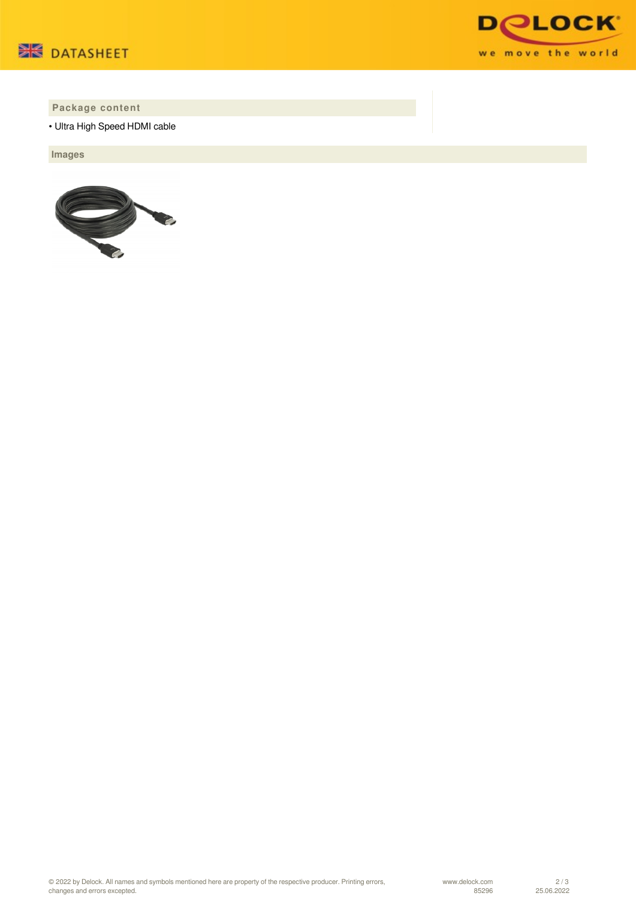## Package content

- Ultra High Speed HDMI cable

## Images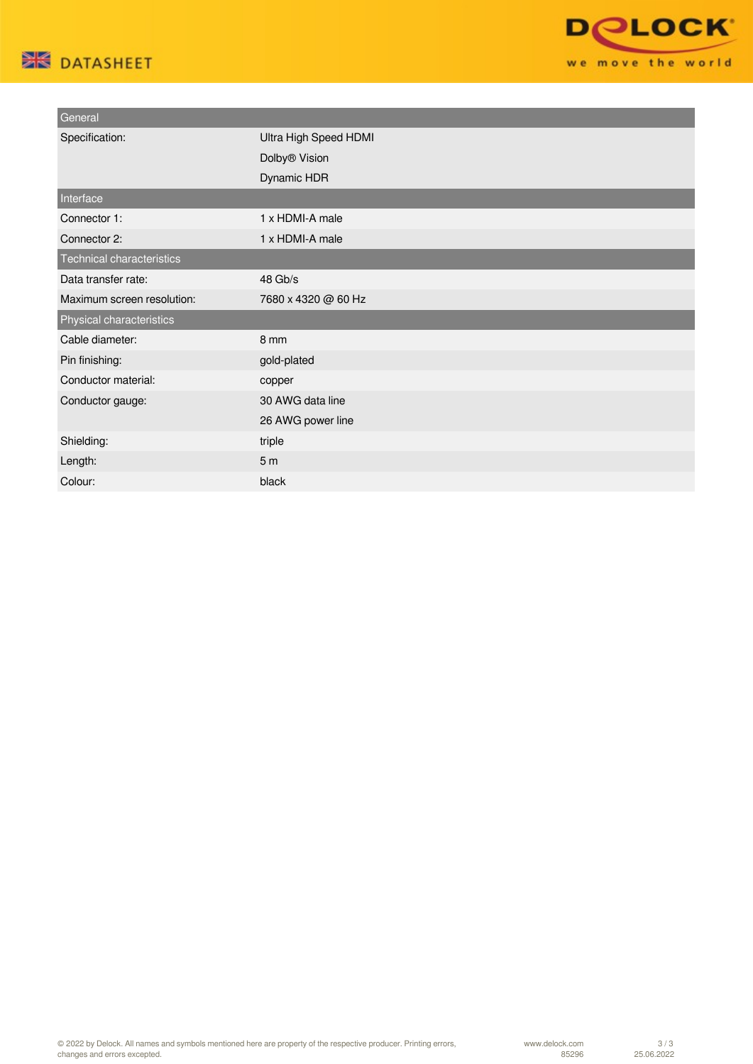| | |
|---|---|
| **General** | |
| Specification: | Ultra High Speed HDMI<br>Dolby® Vision<br>Dynamic HDR |
| **Interface** | |
| Connector 1: | 1 x HDMI-A male |
| Connector 2: | 1 x HDMI-A male |
| **Technical characteristics** | |
| Data transfer rate: | 48 Gb/s |
| Maximum screen resolution: | 7680 x 4320 @ 60 Hz |
| **Physical characteristics** | |
| Cable diameter: | 8 mm |
| Pin finishing: | gold-plated |
| Conductor material: | copper |
| Conductor gauge: | 30 AWG data line<br>26 AWG power line |
| Shielding: | triple |
| Length: | 5 m |
| Colour: | black |

© 2022 by Delock. All names and symbols mentioned here are property of the respective producer. Printing errors, changes and errors excepted.

www.delock.com
85296
25.06.2022